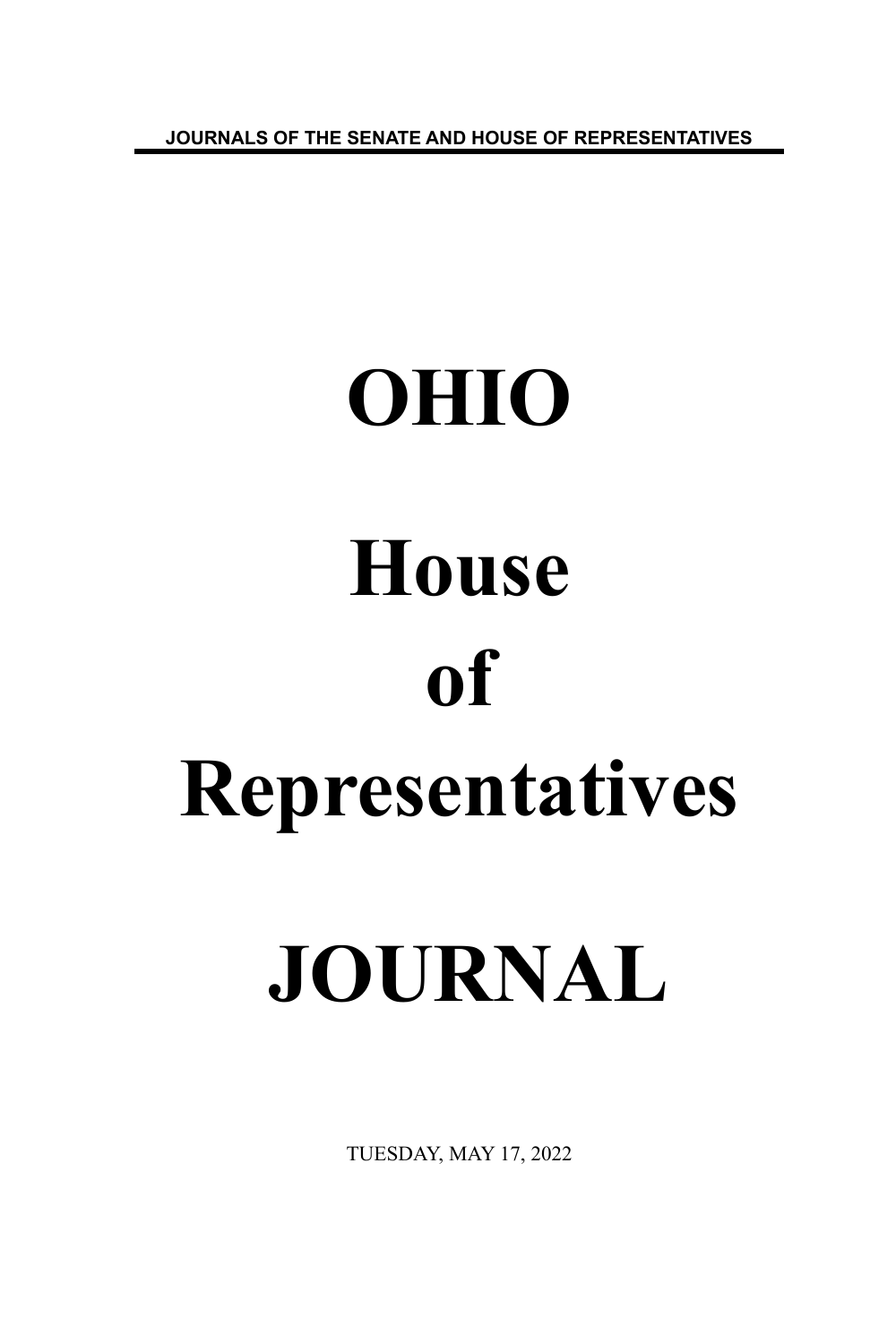JOURNALS OF THE SENATE AND HOUSE OF REPRESENTATIVES

# OHIO

# House

# of

# Representatives

# JOURNAL

TUESDAY, MAY 17, 2022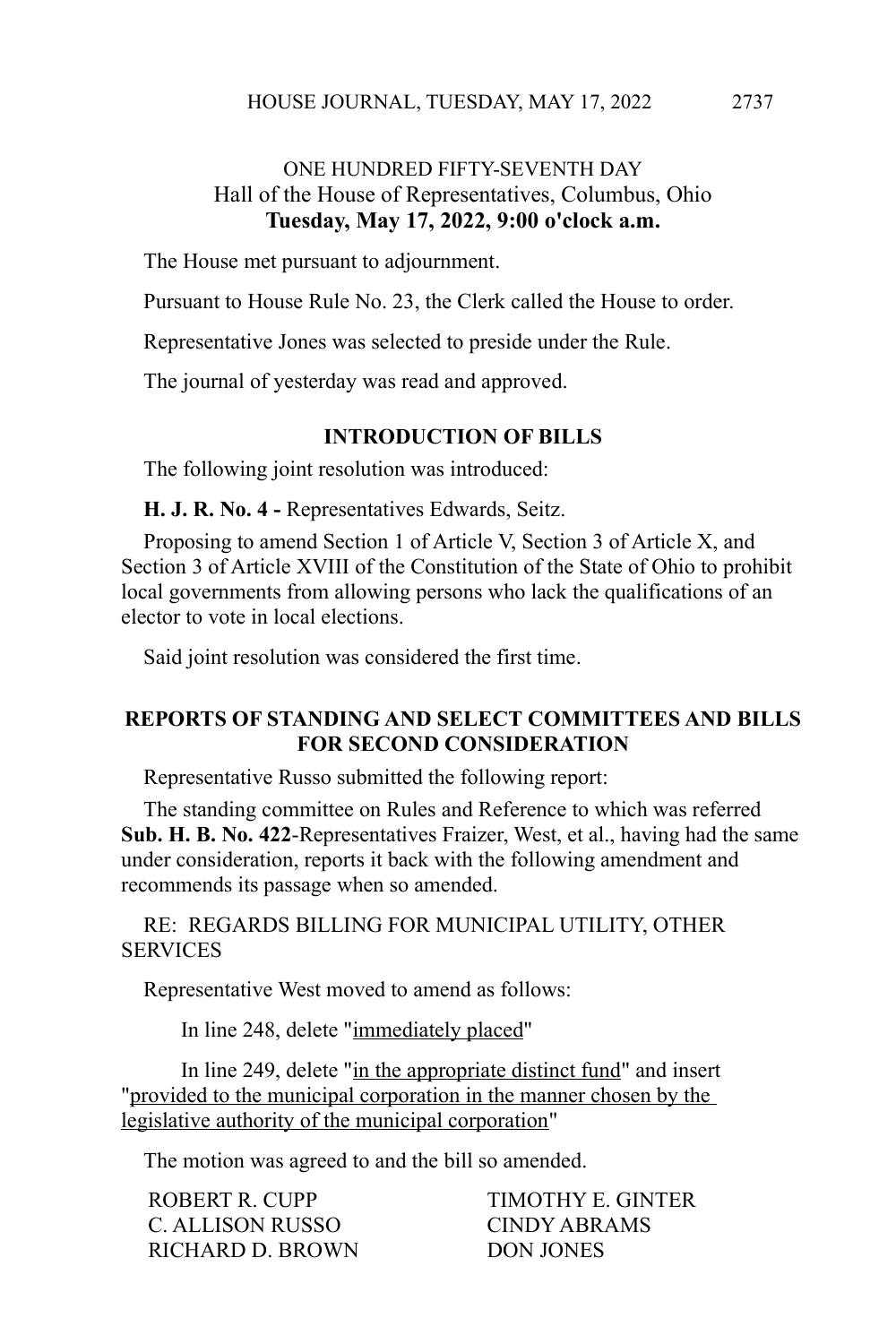ONE HUNDRED FIFTY-SEVENTH DAY
Hall of the House of Representatives, Columbus, Ohio
**Tuesday, May 17, 2022, 9:00 o'clock a.m.**

The House met pursuant to adjournment.

Pursuant to House Rule No. 23, the Clerk called the House to order.

Representative Jones was selected to preside under the Rule.

The journal of yesterday was read and approved.

## INTRODUCTION OF BILLS

The following joint resolution was introduced:

**H. J. R. No. 4 -** Representatives Edwards, Seitz.

Proposing to amend Section 1 of Article V, Section 3 of Article X, and Section 3 of Article XVIII of the Constitution of the State of Ohio to prohibit local governments from allowing persons who lack the qualifications of an elector to vote in local elections.

Said joint resolution was considered the first time.

## REPORTS OF STANDING AND SELECT COMMITTEES AND BILLS FOR SECOND CONSIDERATION

Representative Russo submitted the following report:

The standing committee on Rules and Reference to which was referred **Sub. H. B. No. 422**-Representatives Fraizer, West, et al., having had the same under consideration, reports it back with the following amendment and recommends its passage when so amended.

RE: REGARDS BILLING FOR MUNICIPAL UTILITY, OTHER SERVICES

Representative West moved to amend as follows:

In line 248, delete "immediately placed"

In line 249, delete "in the appropriate distinct fund" and insert "provided to the municipal corporation in the manner chosen by the legislative authority of the municipal corporation"

The motion was agreed to and the bill so amended.

ROBERT R. CUPP
TIMOTHY E. GINTER
C. ALLISON RUSSO
CINDY ABRAMS
RICHARD D. BROWN
DON JONES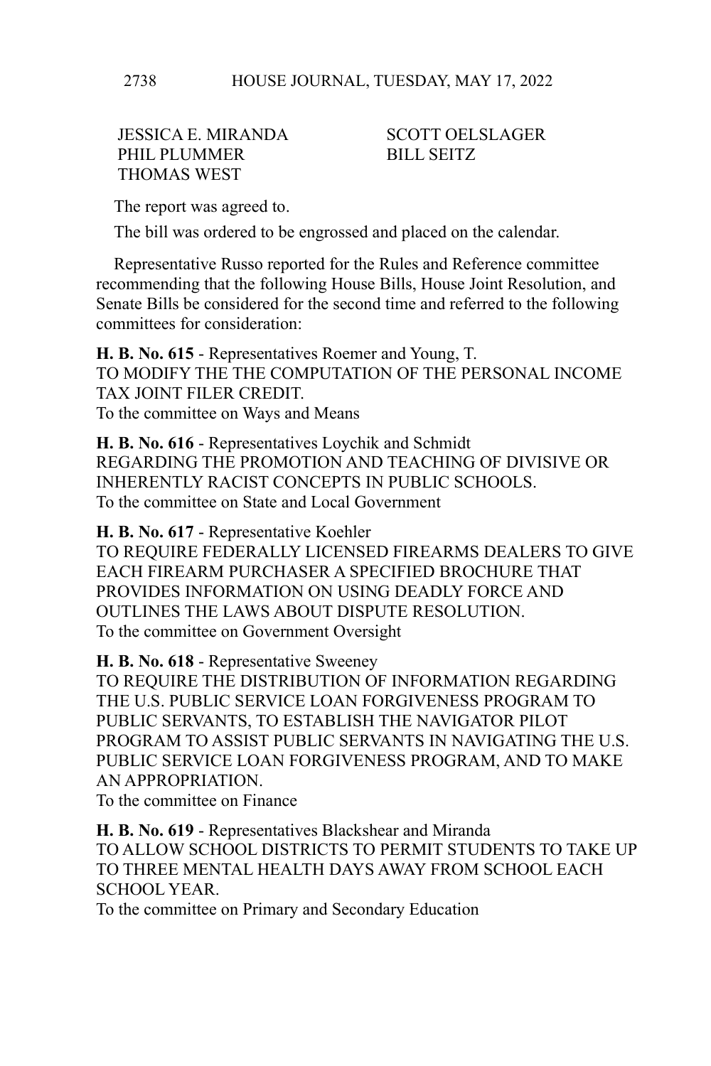JESSICA E. MIRANDA  
PHIL PLUMMER  
THOMAS WEST  
SCOTT OELSLAGER  
BILL SEITZ

The report was agreed to.

The bill was ordered to be engrossed and placed on the calendar.

Representative Russo reported for the Rules and Reference committee recommending that the following House Bills, House Joint Resolution, and Senate Bills be considered for the second time and referred to the following committees for consideration:

**H. B. No. 615** - Representatives Roemer and Young, T.  
TO MODIFY THE THE COMPUTATION OF THE PERSONAL INCOME TAX JOINT FILER CREDIT.  
To the committee on Ways and Means

**H. B. No. 616** - Representatives Loychik and Schmidt  
REGARDING THE PROMOTION AND TEACHING OF DIVISIVE OR INHERENTLY RACIST CONCEPTS IN PUBLIC SCHOOLS.  
To the committee on State and Local Government

**H. B. No. 617** - Representative Koehler  
TO REQUIRE FEDERALLY LICENSED FIREARMS DEALERS TO GIVE EACH FIREARM PURCHASER A SPECIFIED BROCHURE THAT PROVIDES INFORMATION ON USING DEADLY FORCE AND OUTLINES THE LAWS ABOUT DISPUTE RESOLUTION.  
To the committee on Government Oversight

**H. B. No. 618** - Representative Sweeney  
TO REQUIRE THE DISTRIBUTION OF INFORMATION REGARDING THE U.S. PUBLIC SERVICE LOAN FORGIVENESS PROGRAM TO PUBLIC SERVANTS, TO ESTABLISH THE NAVIGATOR PILOT PROGRAM TO ASSIST PUBLIC SERVANTS IN NAVIGATING THE U.S. PUBLIC SERVICE LOAN FORGIVENESS PROGRAM, AND TO MAKE AN APPROPRIATION.  
To the committee on Finance

**H. B. No. 619** - Representatives Blackshear and Miranda  
TO ALLOW SCHOOL DISTRICTS TO PERMIT STUDENTS TO TAKE UP TO THREE MENTAL HEALTH DAYS AWAY FROM SCHOOL EACH SCHOOL YEAR.  
To the committee on Primary and Secondary Education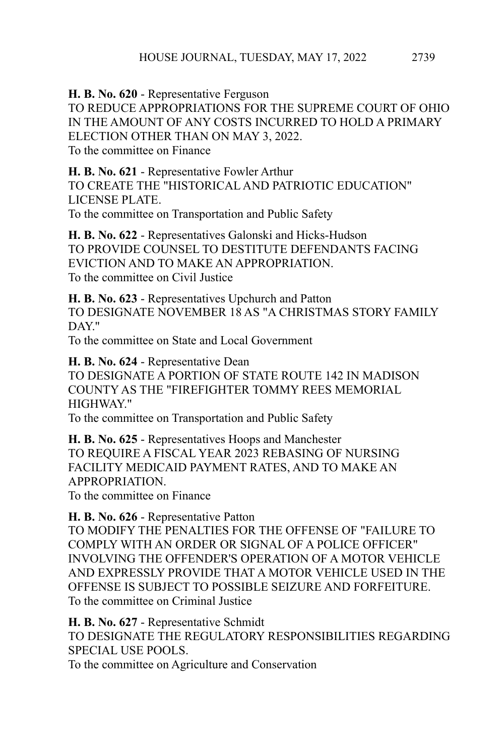**H. B. No. 620** - Representative Ferguson
TO REDUCE APPROPRIATIONS FOR THE SUPREME COURT OF OHIO IN THE AMOUNT OF ANY COSTS INCURRED TO HOLD A PRIMARY ELECTION OTHER THAN ON MAY 3, 2022.
To the committee on Finance

**H. B. No. 621** - Representative Fowler Arthur
TO CREATE THE "HISTORICAL AND PATRIOTIC EDUCATION" LICENSE PLATE.
To the committee on Transportation and Public Safety

**H. B. No. 622** - Representatives Galonski and Hicks-Hudson
TO PROVIDE COUNSEL TO DESTITUTE DEFENDANTS FACING EVICTION AND TO MAKE AN APPROPRIATION.
To the committee on Civil Justice

**H. B. No. 623** - Representatives Upchurch and Patton
TO DESIGNATE NOVEMBER 18 AS "A CHRISTMAS STORY FAMILY DAY."
To the committee on State and Local Government

**H. B. No. 624** - Representative Dean
TO DESIGNATE A PORTION OF STATE ROUTE 142 IN MADISON COUNTY AS THE "FIREFIGHTER TOMMY REES MEMORIAL HIGHWAY."
To the committee on Transportation and Public Safety

**H. B. No. 625** - Representatives Hoops and Manchester
TO REQUIRE A FISCAL YEAR 2023 REBASING OF NURSING FACILITY MEDICAID PAYMENT RATES, AND TO MAKE AN APPROPRIATION.
To the committee on Finance

**H. B. No. 626** - Representative Patton
TO MODIFY THE PENALTIES FOR THE OFFENSE OF "FAILURE TO COMPLY WITH AN ORDER OR SIGNAL OF A POLICE OFFICER" INVOLVING THE OFFENDER'S OPERATION OF A MOTOR VEHICLE AND EXPRESSLY PROVIDE THAT A MOTOR VEHICLE USED IN THE OFFENSE IS SUBJECT TO POSSIBLE SEIZURE AND FORFEITURE.
To the committee on Criminal Justice

**H. B. No. 627** - Representative Schmidt
TO DESIGNATE THE REGULATORY RESPONSIBILITIES REGARDING SPECIAL USE POOLS.
To the committee on Agriculture and Conservation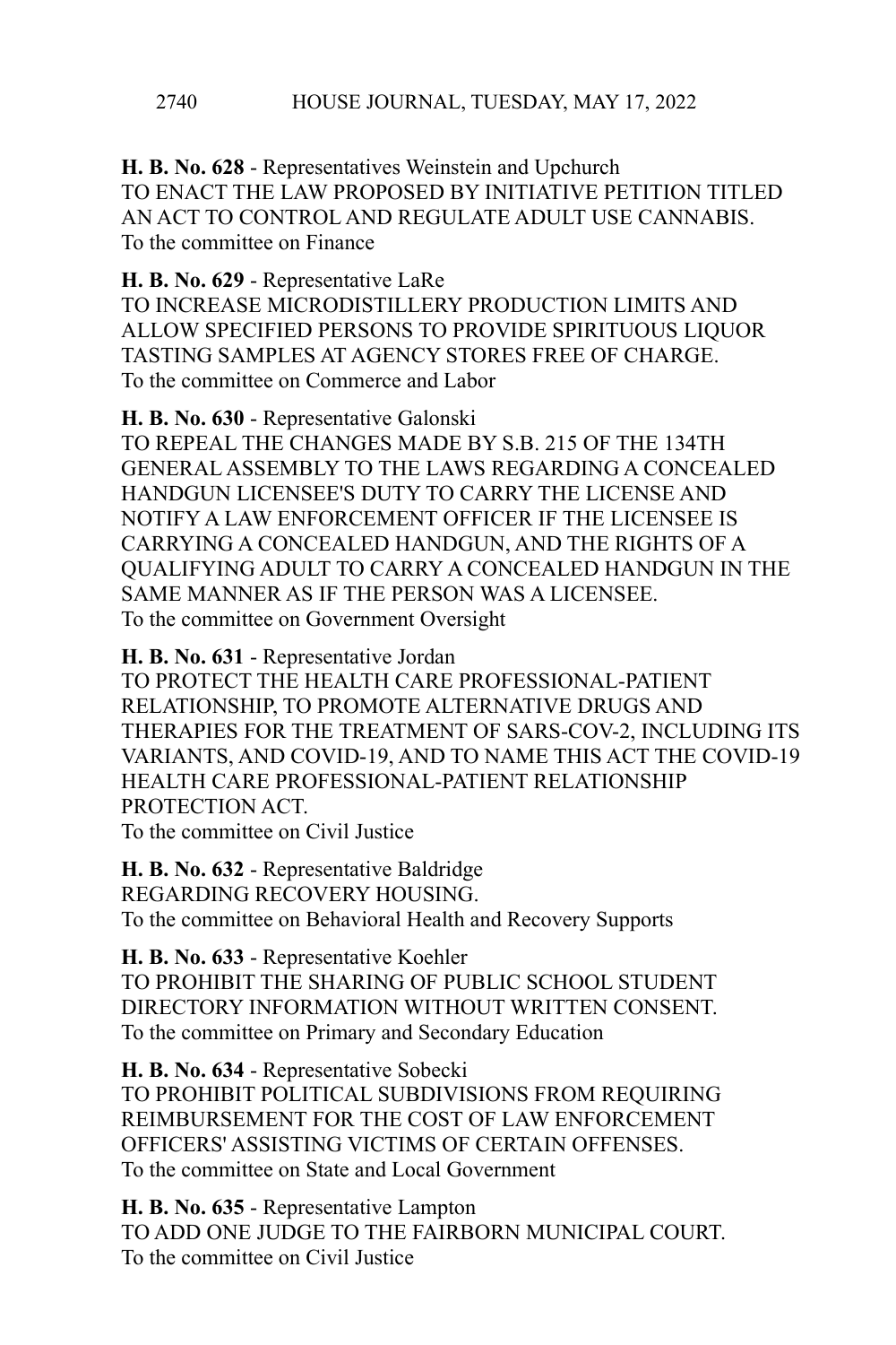**H. B. No. 628** - Representatives Weinstein and Upchurch
TO ENACT THE LAW PROPOSED BY INITIATIVE PETITION TITLED AN ACT TO CONTROL AND REGULATE ADULT USE CANNABIS.
To the committee on Finance

**H. B. No. 629** - Representative LaRe
TO INCREASE MICRODISTILLERY PRODUCTION LIMITS AND ALLOW SPECIFIED PERSONS TO PROVIDE SPIRITUOUS LIQUOR TASTING SAMPLES AT AGENCY STORES FREE OF CHARGE.
To the committee on Commerce and Labor

**H. B. No. 630** - Representative Galonski
TO REPEAL THE CHANGES MADE BY S.B. 215 OF THE 134TH GENERAL ASSEMBLY TO THE LAWS REGARDING A CONCEALED HANDGUN LICENSEE'S DUTY TO CARRY THE LICENSE AND NOTIFY A LAW ENFORCEMENT OFFICER IF THE LICENSEE IS CARRYING A CONCEALED HANDGUN, AND THE RIGHTS OF A QUALIFYING ADULT TO CARRY A CONCEALED HANDGUN IN THE SAME MANNER AS IF THE PERSON WAS A LICENSEE.
To the committee on Government Oversight

**H. B. No. 631** - Representative Jordan
TO PROTECT THE HEALTH CARE PROFESSIONAL-PATIENT RELATIONSHIP, TO PROMOTE ALTERNATIVE DRUGS AND THERAPIES FOR THE TREATMENT OF SARS-COV-2, INCLUDING ITS VARIANTS, AND COVID-19, AND TO NAME THIS ACT THE COVID-19 HEALTH CARE PROFESSIONAL-PATIENT RELATIONSHIP PROTECTION ACT.
To the committee on Civil Justice

**H. B. No. 632** - Representative Baldridge
REGARDING RECOVERY HOUSING.
To the committee on Behavioral Health and Recovery Supports

**H. B. No. 633** - Representative Koehler
TO PROHIBIT THE SHARING OF PUBLIC SCHOOL STUDENT DIRECTORY INFORMATION WITHOUT WRITTEN CONSENT.
To the committee on Primary and Secondary Education

**H. B. No. 634** - Representative Sobecki
TO PROHIBIT POLITICAL SUBDIVISIONS FROM REQUIRING REIMBURSEMENT FOR THE COST OF LAW ENFORCEMENT OFFICERS' ASSISTING VICTIMS OF CERTAIN OFFENSES.
To the committee on State and Local Government

**H. B. No. 635** - Representative Lampton
TO ADD ONE JUDGE TO THE FAIRBORN MUNICIPAL COURT.
To the committee on Civil Justice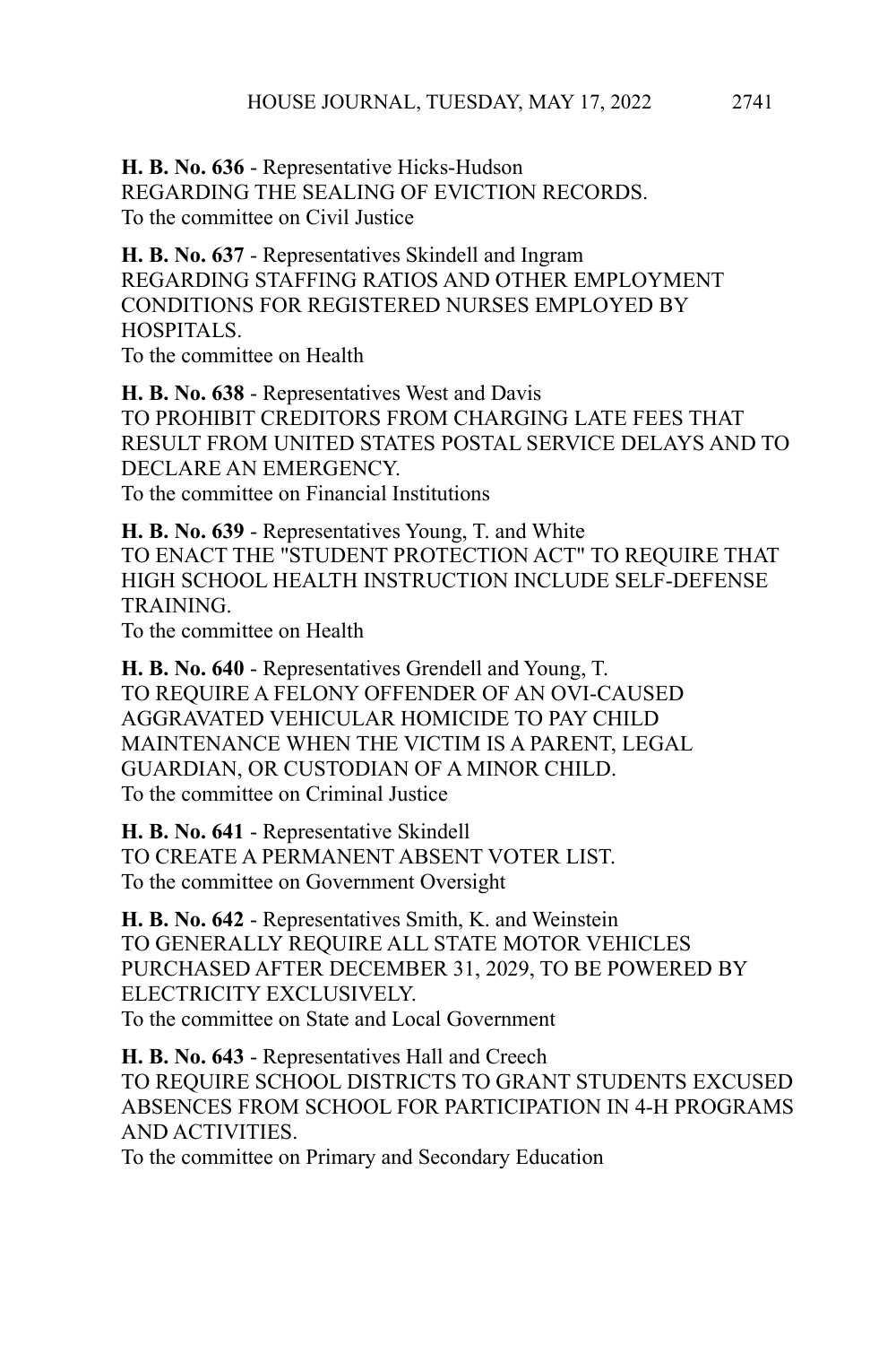**H. B. No. 636** - Representative Hicks-Hudson
REGARDING THE SEALING OF EVICTION RECORDS.
To the committee on Civil Justice

**H. B. No. 637** - Representatives Skindell and Ingram
REGARDING STAFFING RATIOS AND OTHER EMPLOYMENT CONDITIONS FOR REGISTERED NURSES EMPLOYED BY HOSPITALS.
To the committee on Health

**H. B. No. 638** - Representatives West and Davis
TO PROHIBIT CREDITORS FROM CHARGING LATE FEES THAT RESULT FROM UNITED STATES POSTAL SERVICE DELAYS AND TO DECLARE AN EMERGENCY.
To the committee on Financial Institutions

**H. B. No. 639** - Representatives Young, T. and White
TO ENACT THE "STUDENT PROTECTION ACT" TO REQUIRE THAT HIGH SCHOOL HEALTH INSTRUCTION INCLUDE SELF-DEFENSE TRAINING.
To the committee on Health

**H. B. No. 640** - Representatives Grendell and Young, T.
TO REQUIRE A FELONY OFFENDER OF AN OVI-CAUSED AGGRAVATED VEHICULAR HOMICIDE TO PAY CHILD MAINTENANCE WHEN THE VICTIM IS A PARENT, LEGAL GUARDIAN, OR CUSTODIAN OF A MINOR CHILD.
To the committee on Criminal Justice

**H. B. No. 641** - Representative Skindell
TO CREATE A PERMANENT ABSENT VOTER LIST.
To the committee on Government Oversight

**H. B. No. 642** - Representatives Smith, K. and Weinstein
TO GENERALLY REQUIRE ALL STATE MOTOR VEHICLES PURCHASED AFTER DECEMBER 31, 2029, TO BE POWERED BY ELECTRICITY EXCLUSIVELY.
To the committee on State and Local Government

**H. B. No. 643** - Representatives Hall and Creech
TO REQUIRE SCHOOL DISTRICTS TO GRANT STUDENTS EXCUSED ABSENCES FROM SCHOOL FOR PARTICIPATION IN 4-H PROGRAMS AND ACTIVITIES.
To the committee on Primary and Secondary Education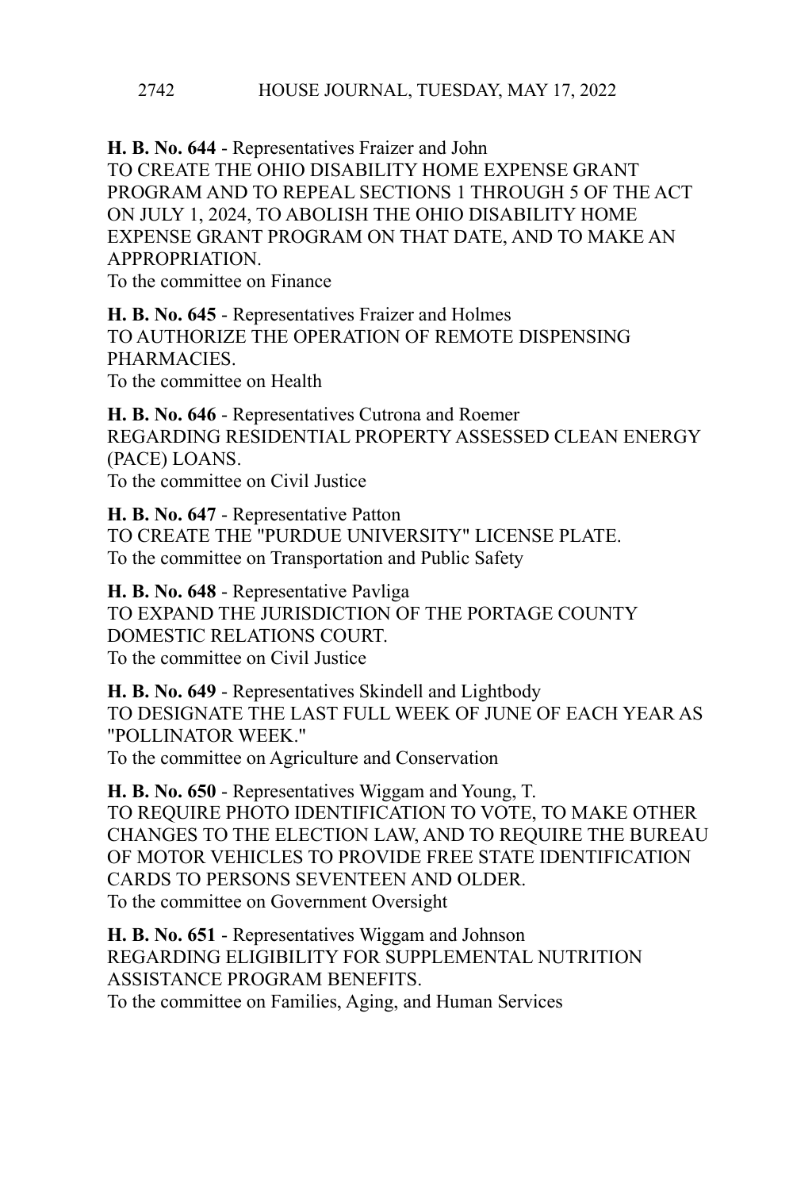**H. B. No. 644** - Representatives Fraizer and John
TO CREATE THE OHIO DISABILITY HOME EXPENSE GRANT PROGRAM AND TO REPEAL SECTIONS 1 THROUGH 5 OF THE ACT ON JULY 1, 2024, TO ABOLISH THE OHIO DISABILITY HOME EXPENSE GRANT PROGRAM ON THAT DATE, AND TO MAKE AN APPROPRIATION.
To the committee on Finance

**H. B. No. 645** - Representatives Fraizer and Holmes
TO AUTHORIZE THE OPERATION OF REMOTE DISPENSING PHARMACIES.
To the committee on Health

**H. B. No. 646** - Representatives Cutrona and Roemer
REGARDING RESIDENTIAL PROPERTY ASSESSED CLEAN ENERGY (PACE) LOANS.
To the committee on Civil Justice

**H. B. No. 647** - Representative Patton
TO CREATE THE "PURDUE UNIVERSITY" LICENSE PLATE.
To the committee on Transportation and Public Safety

**H. B. No. 648** - Representative Pavliga
TO EXPAND THE JURISDICTION OF THE PORTAGE COUNTY DOMESTIC RELATIONS COURT.
To the committee on Civil Justice

**H. B. No. 649** - Representatives Skindell and Lightbody
TO DESIGNATE THE LAST FULL WEEK OF JUNE OF EACH YEAR AS "POLLINATOR WEEK."
To the committee on Agriculture and Conservation

**H. B. No. 650** - Representatives Wiggam and Young, T.
TO REQUIRE PHOTO IDENTIFICATION TO VOTE, TO MAKE OTHER CHANGES TO THE ELECTION LAW, AND TO REQUIRE THE BUREAU OF MOTOR VEHICLES TO PROVIDE FREE STATE IDENTIFICATION CARDS TO PERSONS SEVENTEEN AND OLDER.
To the committee on Government Oversight

**H. B. No. 651** - Representatives Wiggam and Johnson
REGARDING ELIGIBILITY FOR SUPPLEMENTAL NUTRITION ASSISTANCE PROGRAM BENEFITS.
To the committee on Families, Aging, and Human Services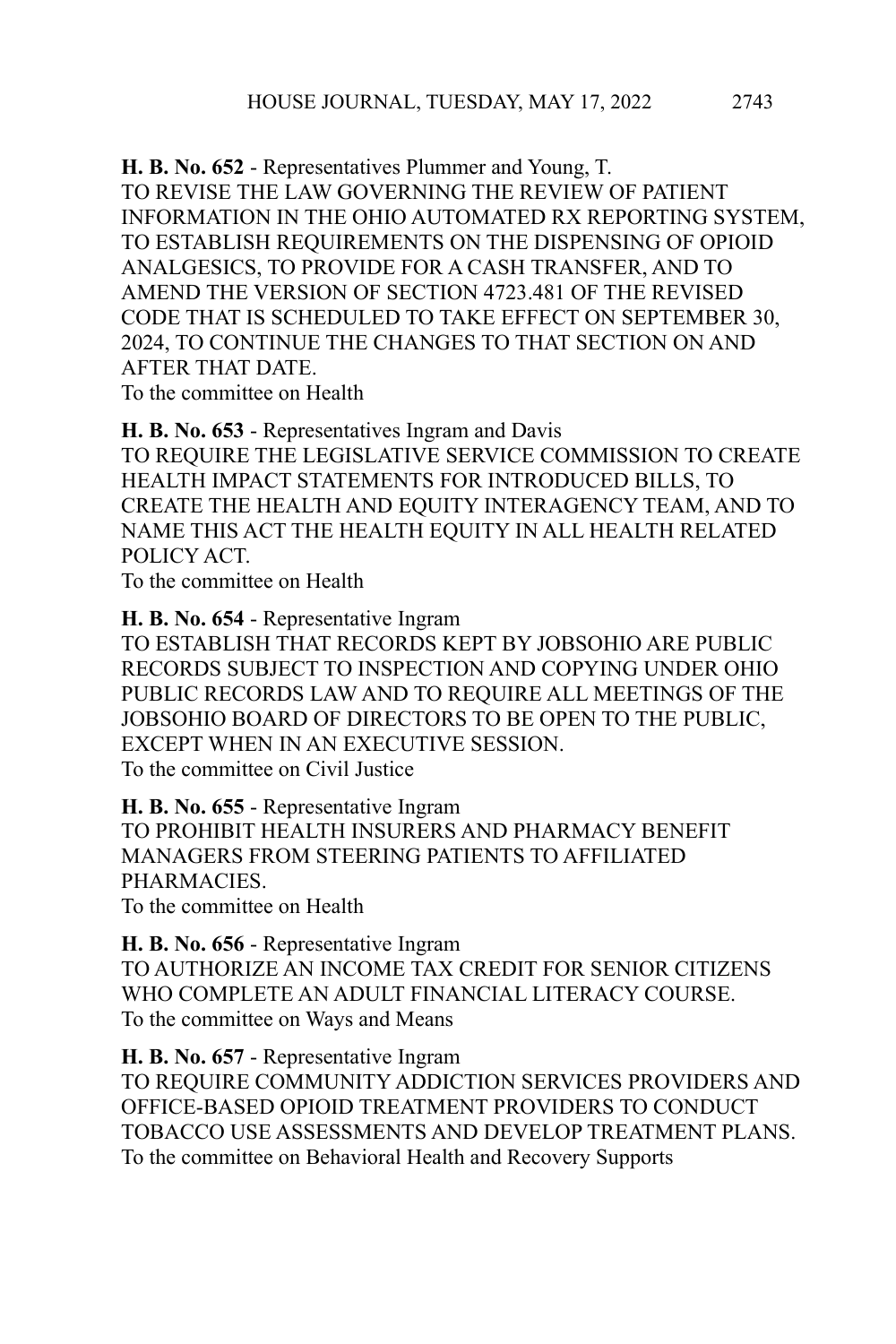**H. B. No. 652** - Representatives Plummer and Young, T.
TO REVISE THE LAW GOVERNING THE REVIEW OF PATIENT INFORMATION IN THE OHIO AUTOMATED RX REPORTING SYSTEM, TO ESTABLISH REQUIREMENTS ON THE DISPENSING OF OPIOID ANALGESICS, TO PROVIDE FOR A CASH TRANSFER, AND TO AMEND THE VERSION OF SECTION 4723.481 OF THE REVISED CODE THAT IS SCHEDULED TO TAKE EFFECT ON SEPTEMBER 30, 2024, TO CONTINUE THE CHANGES TO THAT SECTION ON AND AFTER THAT DATE.
To the committee on Health

**H. B. No. 653** - Representatives Ingram and Davis
TO REQUIRE THE LEGISLATIVE SERVICE COMMISSION TO CREATE HEALTH IMPACT STATEMENTS FOR INTRODUCED BILLS, TO CREATE THE HEALTH AND EQUITY INTERAGENCY TEAM, AND TO NAME THIS ACT THE HEALTH EQUITY IN ALL HEALTH RELATED POLICY ACT.
To the committee on Health

**H. B. No. 654** - Representative Ingram
TO ESTABLISH THAT RECORDS KEPT BY JOBSOHIO ARE PUBLIC RECORDS SUBJECT TO INSPECTION AND COPYING UNDER OHIO PUBLIC RECORDS LAW AND TO REQUIRE ALL MEETINGS OF THE JOBSOHIO BOARD OF DIRECTORS TO BE OPEN TO THE PUBLIC, EXCEPT WHEN IN AN EXECUTIVE SESSION.
To the committee on Civil Justice

**H. B. No. 655** - Representative Ingram
TO PROHIBIT HEALTH INSURERS AND PHARMACY BENEFIT MANAGERS FROM STEERING PATIENTS TO AFFILIATED PHARMACIES.
To the committee on Health

**H. B. No. 656** - Representative Ingram
TO AUTHORIZE AN INCOME TAX CREDIT FOR SENIOR CITIZENS WHO COMPLETE AN ADULT FINANCIAL LITERACY COURSE.
To the committee on Ways and Means

**H. B. No. 657** - Representative Ingram
TO REQUIRE COMMUNITY ADDICTION SERVICES PROVIDERS AND OFFICE-BASED OPIOID TREATMENT PROVIDERS TO CONDUCT TOBACCO USE ASSESSMENTS AND DEVELOP TREATMENT PLANS.
To the committee on Behavioral Health and Recovery Supports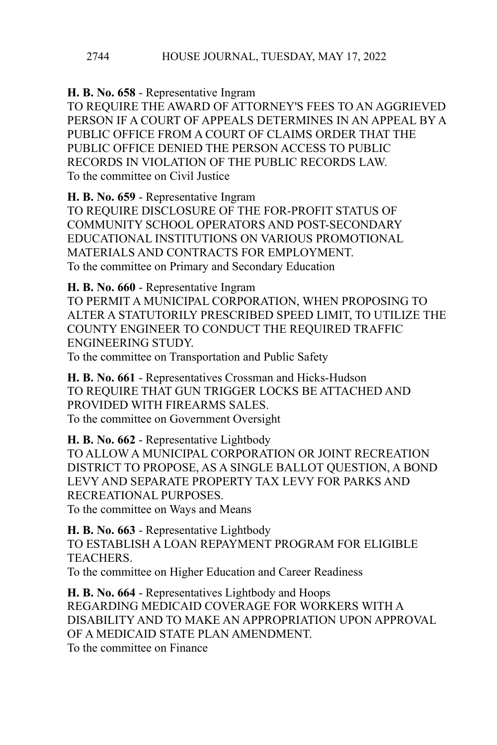**H. B. No. 658** - Representative Ingram
TO REQUIRE THE AWARD OF ATTORNEY'S FEES TO AN AGGRIEVED PERSON IF A COURT OF APPEALS DETERMINES IN AN APPEAL BY A PUBLIC OFFICE FROM A COURT OF CLAIMS ORDER THAT THE PUBLIC OFFICE DENIED THE PERSON ACCESS TO PUBLIC RECORDS IN VIOLATION OF THE PUBLIC RECORDS LAW.
To the committee on Civil Justice

**H. B. No. 659** - Representative Ingram
TO REQUIRE DISCLOSURE OF THE FOR-PROFIT STATUS OF COMMUNITY SCHOOL OPERATORS AND POST-SECONDARY EDUCATIONAL INSTITUTIONS ON VARIOUS PROMOTIONAL MATERIALS AND CONTRACTS FOR EMPLOYMENT.
To the committee on Primary and Secondary Education

**H. B. No. 660** - Representative Ingram
TO PERMIT A MUNICIPAL CORPORATION, WHEN PROPOSING TO ALTER A STATUTORILY PRESCRIBED SPEED LIMIT, TO UTILIZE THE COUNTY ENGINEER TO CONDUCT THE REQUIRED TRAFFIC ENGINEERING STUDY.
To the committee on Transportation and Public Safety

**H. B. No. 661** - Representatives Crossman and Hicks-Hudson
TO REQUIRE THAT GUN TRIGGER LOCKS BE ATTACHED AND PROVIDED WITH FIREARMS SALES.
To the committee on Government Oversight

**H. B. No. 662** - Representative Lightbody
TO ALLOW A MUNICIPAL CORPORATION OR JOINT RECREATION DISTRICT TO PROPOSE, AS A SINGLE BALLOT QUESTION, A BOND LEVY AND SEPARATE PROPERTY TAX LEVY FOR PARKS AND RECREATIONAL PURPOSES.
To the committee on Ways and Means

**H. B. No. 663** - Representative Lightbody
TO ESTABLISH A LOAN REPAYMENT PROGRAM FOR ELIGIBLE TEACHERS.
To the committee on Higher Education and Career Readiness

**H. B. No. 664** - Representatives Lightbody and Hoops
REGARDING MEDICAID COVERAGE FOR WORKERS WITH A DISABILITY AND TO MAKE AN APPROPRIATION UPON APPROVAL OF A MEDICAID STATE PLAN AMENDMENT.
To the committee on Finance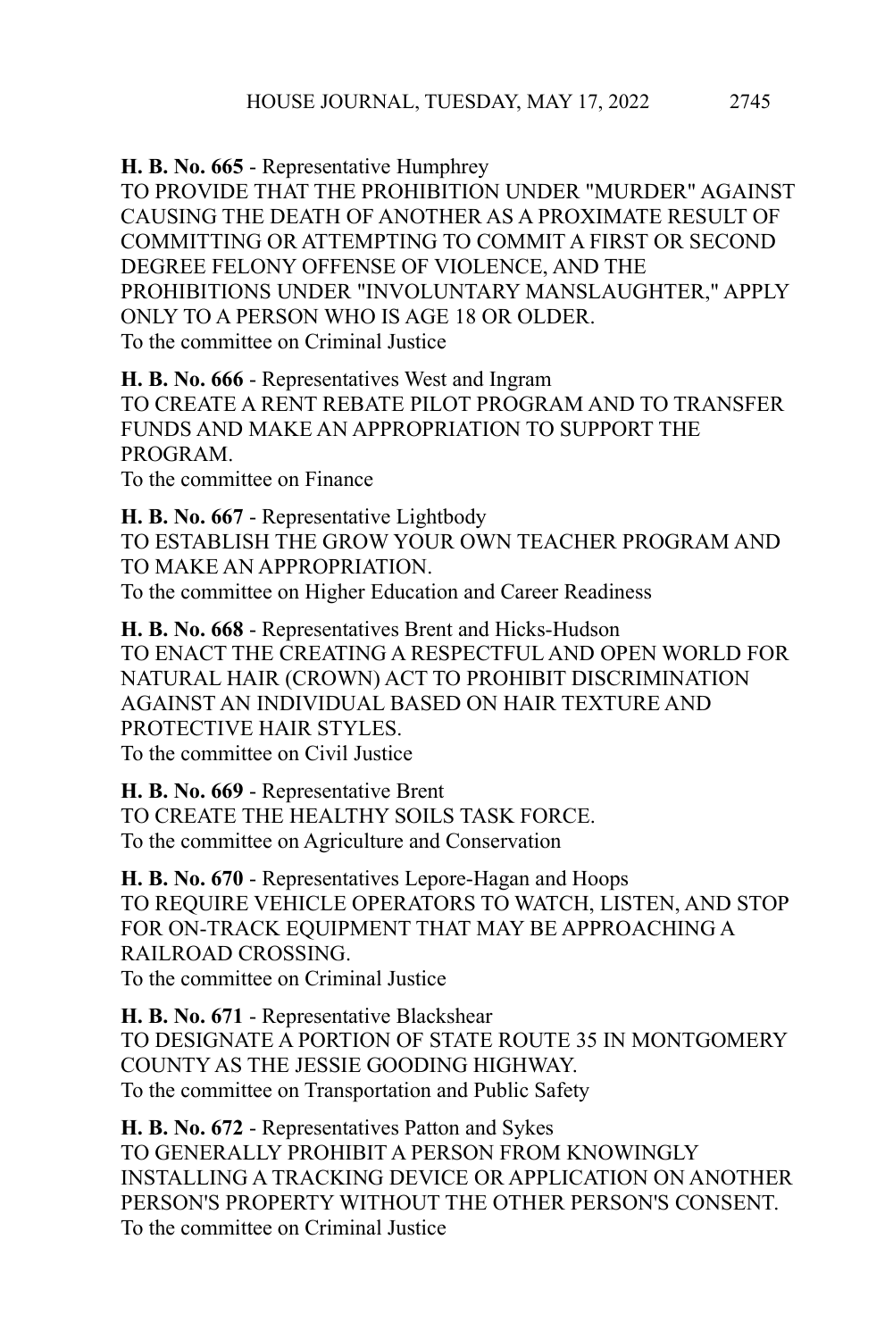**H. B. No. 665** - Representative Humphrey
TO PROVIDE THAT THE PROHIBITION UNDER "MURDER" AGAINST CAUSING THE DEATH OF ANOTHER AS A PROXIMATE RESULT OF COMMITTING OR ATTEMPTING TO COMMIT A FIRST OR SECOND DEGREE FELONY OFFENSE OF VIOLENCE, AND THE PROHIBITIONS UNDER "INVOLUNTARY MANSLAUGHTER," APPLY ONLY TO A PERSON WHO IS AGE 18 OR OLDER.
To the committee on Criminal Justice

**H. B. No. 666** - Representatives West and Ingram
TO CREATE A RENT REBATE PILOT PROGRAM AND TO TRANSFER FUNDS AND MAKE AN APPROPRIATION TO SUPPORT THE PROGRAM.
To the committee on Finance

**H. B. No. 667** - Representative Lightbody
TO ESTABLISH THE GROW YOUR OWN TEACHER PROGRAM AND TO MAKE AN APPROPRIATION.
To the committee on Higher Education and Career Readiness

**H. B. No. 668** - Representatives Brent and Hicks-Hudson
TO ENACT THE CREATING A RESPECTFUL AND OPEN WORLD FOR NATURAL HAIR (CROWN) ACT TO PROHIBIT DISCRIMINATION AGAINST AN INDIVIDUAL BASED ON HAIR TEXTURE AND PROTECTIVE HAIR STYLES.
To the committee on Civil Justice

**H. B. No. 669** - Representative Brent
TO CREATE THE HEALTHY SOILS TASK FORCE.
To the committee on Agriculture and Conservation

**H. B. No. 670** - Representatives Lepore-Hagan and Hoops
TO REQUIRE VEHICLE OPERATORS TO WATCH, LISTEN, AND STOP FOR ON-TRACK EQUIPMENT THAT MAY BE APPROACHING A RAILROAD CROSSING.
To the committee on Criminal Justice

**H. B. No. 671** - Representative Blackshear
TO DESIGNATE A PORTION OF STATE ROUTE 35 IN MONTGOMERY COUNTY AS THE JESSIE GOODING HIGHWAY.
To the committee on Transportation and Public Safety

**H. B. No. 672** - Representatives Patton and Sykes
TO GENERALLY PROHIBIT A PERSON FROM KNOWINGLY INSTALLING A TRACKING DEVICE OR APPLICATION ON ANOTHER PERSON'S PROPERTY WITHOUT THE OTHER PERSON'S CONSENT.
To the committee on Criminal Justice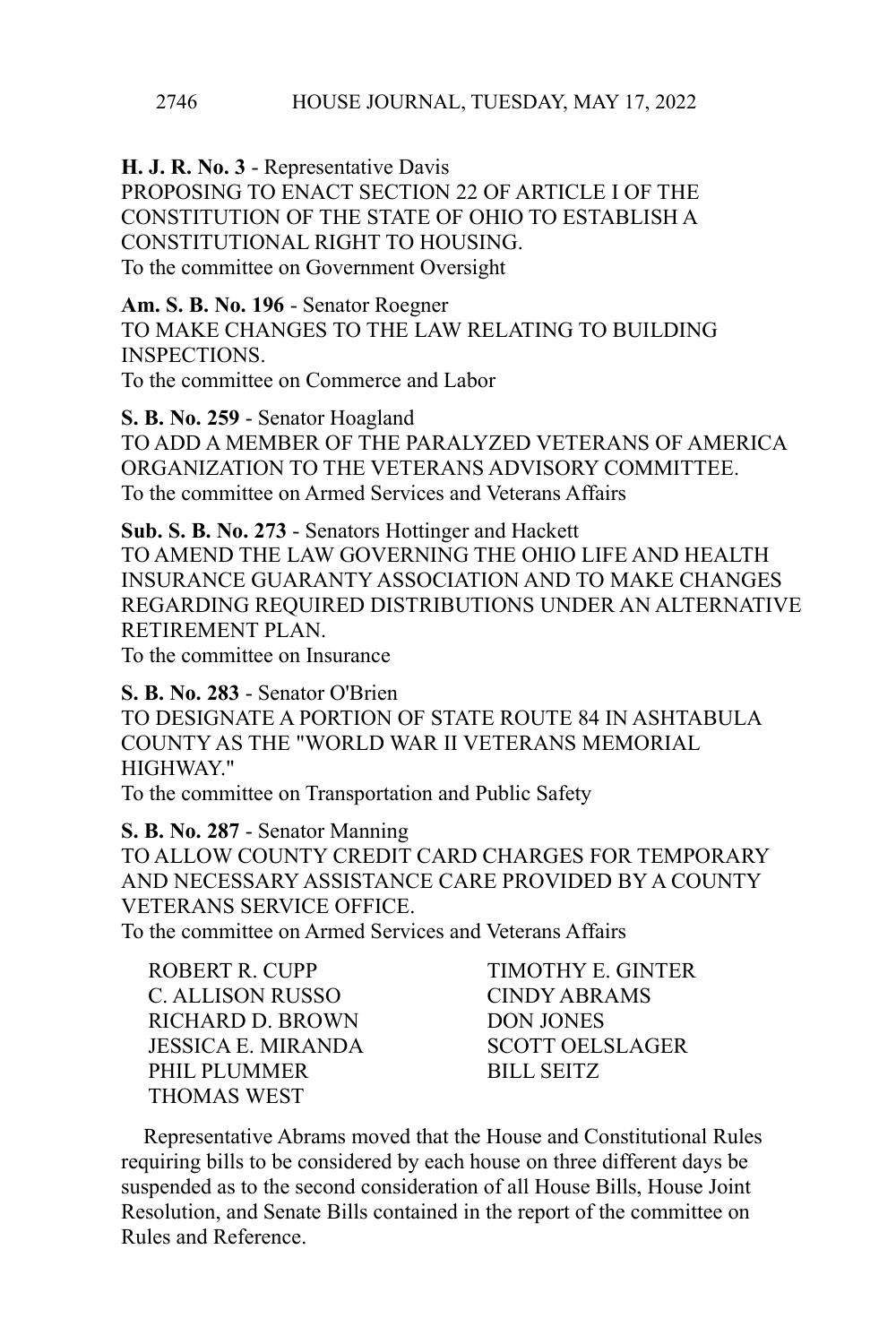**H. J. R. No. 3** - Representative Davis
PROPOSING TO ENACT SECTION 22 OF ARTICLE I OF THE CONSTITUTION OF THE STATE OF OHIO TO ESTABLISH A CONSTITUTIONAL RIGHT TO HOUSING.
To the committee on Government Oversight

**Am. S. B. No. 196** - Senator Roegner
TO MAKE CHANGES TO THE LAW RELATING TO BUILDING INSPECTIONS.
To the committee on Commerce and Labor

**S. B. No. 259** - Senator Hoagland
TO ADD A MEMBER OF THE PARALYZED VETERANS OF AMERICA ORGANIZATION TO THE VETERANS ADVISORY COMMITTEE.
To the committee on Armed Services and Veterans Affairs

**Sub. S. B. No. 273** - Senators Hottinger and Hackett
TO AMEND THE LAW GOVERNING THE OHIO LIFE AND HEALTH INSURANCE GUARANTY ASSOCIATION AND TO MAKE CHANGES REGARDING REQUIRED DISTRIBUTIONS UNDER AN ALTERNATIVE RETIREMENT PLAN.
To the committee on Insurance

**S. B. No. 283** - Senator O'Brien
TO DESIGNATE A PORTION OF STATE ROUTE 84 IN ASHTABULA COUNTY AS THE "WORLD WAR II VETERANS MEMORIAL HIGHWAY."
To the committee on Transportation and Public Safety

**S. B. No. 287** - Senator Manning
TO ALLOW COUNTY CREDIT CARD CHARGES FOR TEMPORARY AND NECESSARY ASSISTANCE CARE PROVIDED BY A COUNTY VETERANS SERVICE OFFICE.
To the committee on Armed Services and Veterans Affairs

ROBERT R. CUPP
TIMOTHY E. GINTER
C. ALLISON RUSSO
CINDY ABRAMS
RICHARD D. BROWN
DON JONES
JESSICA E. MIRANDA
SCOTT OELSLAGER
PHIL PLUMMER
BILL SEITZ
THOMAS WEST

Representative Abrams moved that the House and Constitutional Rules requiring bills to be considered by each house on three different days be suspended as to the second consideration of all House Bills, House Joint Resolution, and Senate Bills contained in the report of the committee on Rules and Reference.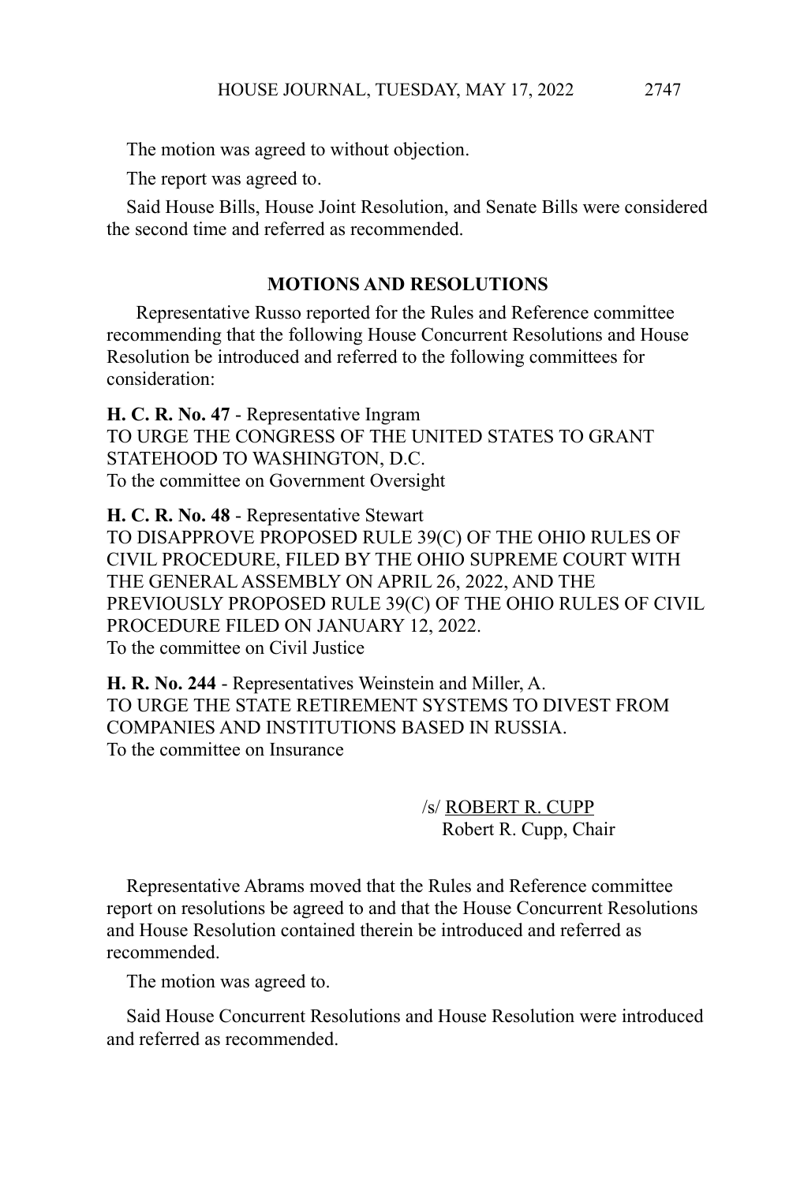The motion was agreed to without objection.

The report was agreed to.

Said House Bills, House Joint Resolution, and Senate Bills were considered the second time and referred as recommended.

## MOTIONS AND RESOLUTIONS

Representative Russo reported for the Rules and Reference committee recommending that the following House Concurrent Resolutions and House Resolution be introduced and referred to the following committees for consideration:

**H. C. R. No. 47** - Representative Ingram
TO URGE THE CONGRESS OF THE UNITED STATES TO GRANT STATEHOOD TO WASHINGTON, D.C.
To the committee on Government Oversight

**H. C. R. No. 48** - Representative Stewart
TO DISAPPROVE PROPOSED RULE 39(C) OF THE OHIO RULES OF CIVIL PROCEDURE, FILED BY THE OHIO SUPREME COURT WITH THE GENERAL ASSEMBLY ON APRIL 26, 2022, AND THE PREVIOUSLY PROPOSED RULE 39(C) OF THE OHIO RULES OF CIVIL PROCEDURE FILED ON JANUARY 12, 2022.
To the committee on Civil Justice

**H. R. No. 244** - Representatives Weinstein and Miller, A.
TO URGE THE STATE RETIREMENT SYSTEMS TO DIVEST FROM COMPANIES AND INSTITUTIONS BASED IN RUSSIA.
To the committee on Insurance

/s/ ROBERT R. CUPP
Robert R. Cupp, Chair

Representative Abrams moved that the Rules and Reference committee report on resolutions be agreed to and that the House Concurrent Resolutions and House Resolution contained therein be introduced and referred as recommended.

The motion was agreed to.

Said House Concurrent Resolutions and House Resolution were introduced and referred as recommended.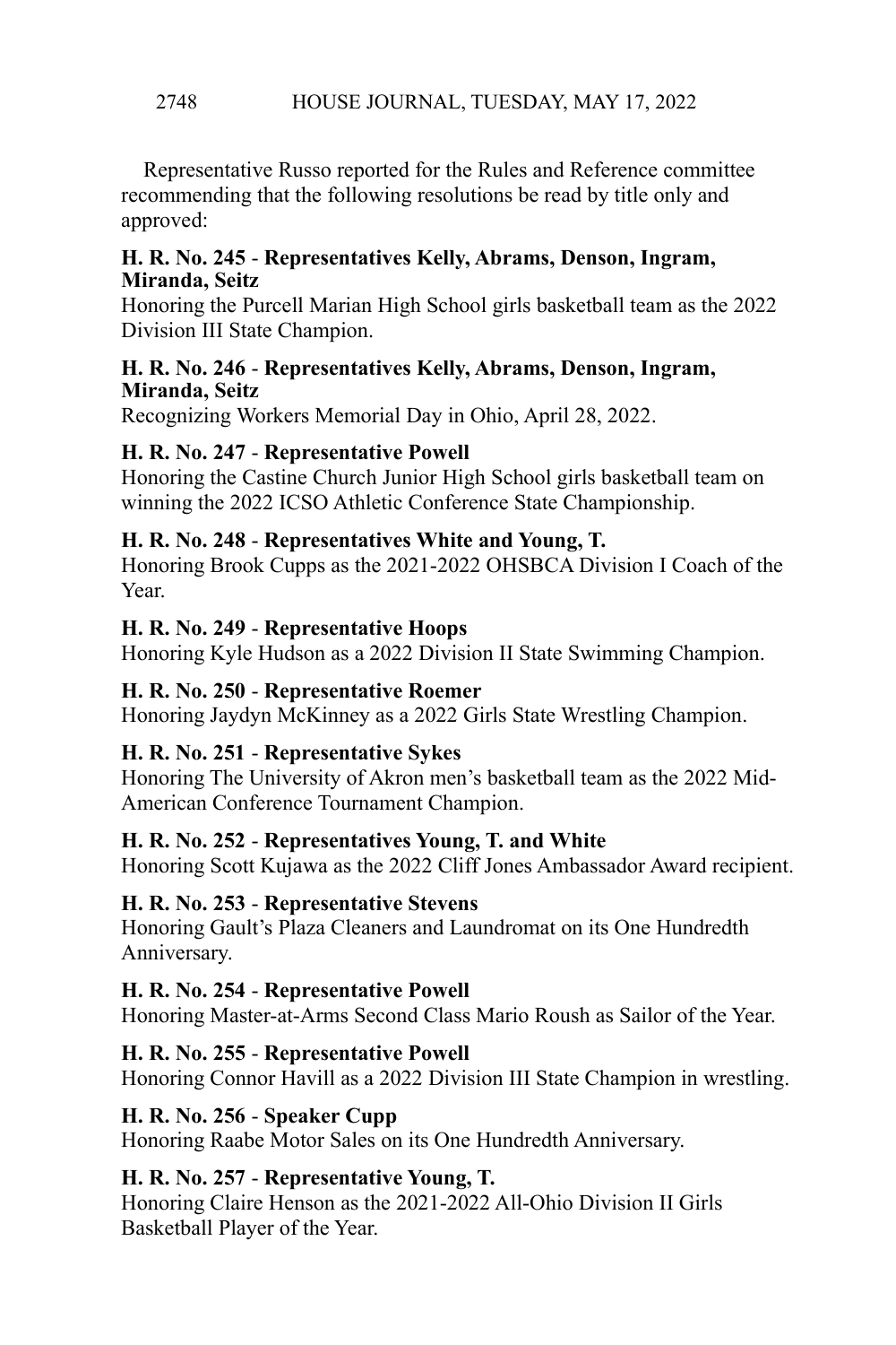Representative Russo reported for the Rules and Reference committee recommending that the following resolutions be read by title only and approved:

**H. R. No. 245** - **Representatives Kelly, Abrams, Denson, Ingram, Miranda, Seitz**
Honoring the Purcell Marian High School girls basketball team as the 2022 Division III State Champion.

**H. R. No. 246** - **Representatives Kelly, Abrams, Denson, Ingram, Miranda, Seitz**
Recognizing Workers Memorial Day in Ohio, April 28, 2022.

**H. R. No. 247** - **Representative Powell**
Honoring the Castine Church Junior High School girls basketball team on winning the 2022 ICSO Athletic Conference State Championship.

**H. R. No. 248** - **Representatives White and Young, T.**
Honoring Brook Cupps as the 2021-2022 OHSBCA Division I Coach of the Year.

**H. R. No. 249** - **Representative Hoops**
Honoring Kyle Hudson as a 2022 Division II State Swimming Champion.

**H. R. No. 250** - **Representative Roemer**
Honoring Jaydyn McKinney as a 2022 Girls State Wrestling Champion.

**H. R. No. 251** - **Representative Sykes**
Honoring The University of Akron men's basketball team as the 2022 Mid-American Conference Tournament Champion.

**H. R. No. 252** - **Representatives Young, T. and White**
Honoring Scott Kujawa as the 2022 Cliff Jones Ambassador Award recipient.

**H. R. No. 253** - **Representative Stevens**
Honoring Gault's Plaza Cleaners and Laundromat on its One Hundredth Anniversary.

**H. R. No. 254** - **Representative Powell**
Honoring Master-at-Arms Second Class Mario Roush as Sailor of the Year.

**H. R. No. 255** - **Representative Powell**
Honoring Connor Havill as a 2022 Division III State Champion in wrestling.

**H. R. No. 256** - **Speaker Cupp**
Honoring Raabe Motor Sales on its One Hundredth Anniversary.

**H. R. No. 257** - **Representative Young, T.**
Honoring Claire Henson as the 2021-2022 All-Ohio Division II Girls Basketball Player of the Year.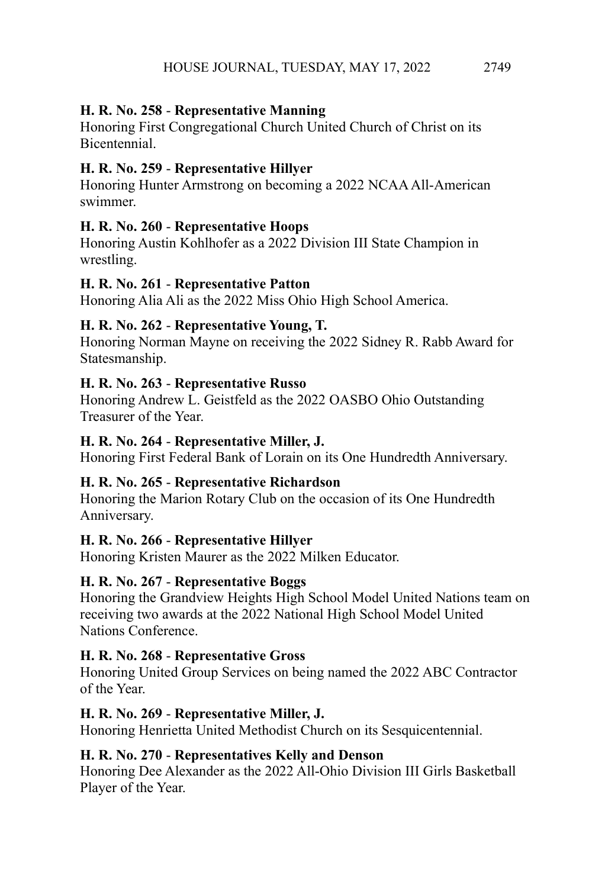**H. R. No. 258** - **Representative Manning**
Honoring First Congregational Church United Church of Christ on its Bicentennial.

**H. R. No. 259** - **Representative Hillyer**
Honoring Hunter Armstrong on becoming a 2022 NCAA All-American swimmer.

**H. R. No. 260** - **Representative Hoops**
Honoring Austin Kohlhofer as a 2022 Division III State Champion in wrestling.

**H. R. No. 261** - **Representative Patton**
Honoring Alia Ali as the 2022 Miss Ohio High School America.

**H. R. No. 262** - **Representative Young, T.**
Honoring Norman Mayne on receiving the 2022 Sidney R. Rabb Award for Statesmanship.

**H. R. No. 263** - **Representative Russo**
Honoring Andrew L. Geistfeld as the 2022 OASBO Ohio Outstanding Treasurer of the Year.

**H. R. No. 264** - **Representative Miller, J.**
Honoring First Federal Bank of Lorain on its One Hundredth Anniversary.

**H. R. No. 265** - **Representative Richardson**
Honoring the Marion Rotary Club on the occasion of its One Hundredth Anniversary.

**H. R. No. 266** - **Representative Hillyer**
Honoring Kristen Maurer as the 2022 Milken Educator.

**H. R. No. 267** - **Representative Boggs**
Honoring the Grandview Heights High School Model United Nations team on receiving two awards at the 2022 National High School Model United Nations Conference.

**H. R. No. 268** - **Representative Gross**
Honoring United Group Services on being named the 2022 ABC Contractor of the Year.

**H. R. No. 269** - **Representative Miller, J.**
Honoring Henrietta United Methodist Church on its Sesquicentennial.

**H. R. No. 270** - **Representatives Kelly and Denson**
Honoring Dee Alexander as the 2022 All-Ohio Division III Girls Basketball Player of the Year.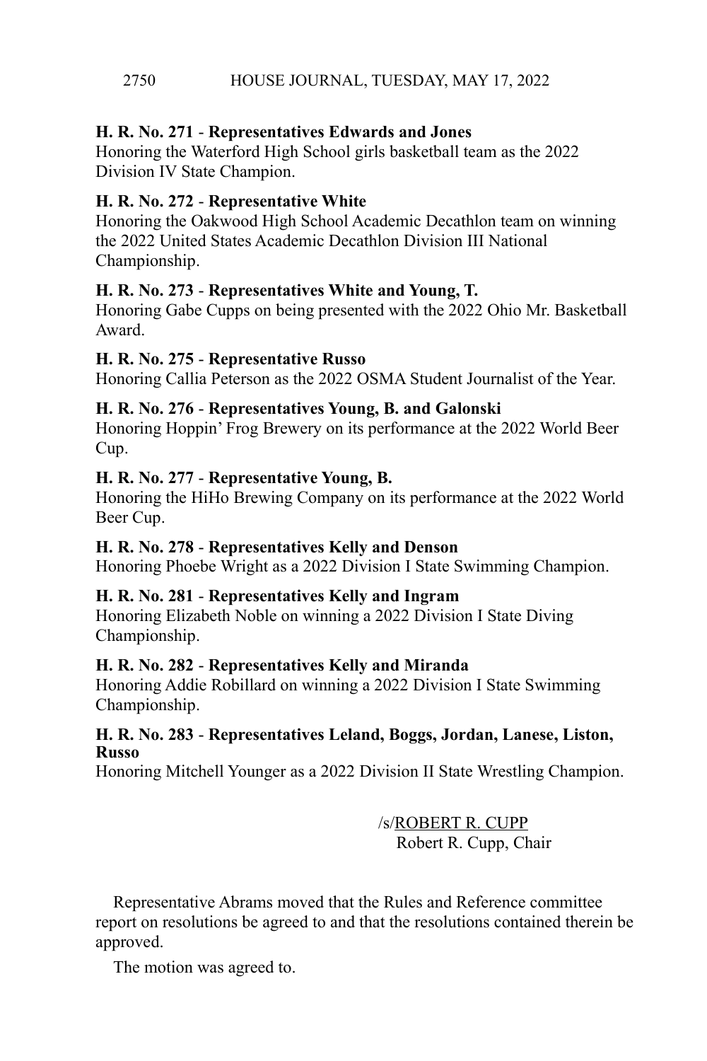**H. R. No. 271** - **Representatives Edwards and Jones**
Honoring the Waterford High School girls basketball team as the 2022 Division IV State Champion.

**H. R. No. 272** - **Representative White**
Honoring the Oakwood High School Academic Decathlon team on winning the 2022 United States Academic Decathlon Division III National Championship.

**H. R. No. 273** - **Representatives White and Young, T.**
Honoring Gabe Cupps on being presented with the 2022 Ohio Mr. Basketball Award.

**H. R. No. 275** - **Representative Russo**
Honoring Callia Peterson as the 2022 OSMA Student Journalist of the Year.

**H. R. No. 276** - **Representatives Young, B. and Galonski**
Honoring Hoppin' Frog Brewery on its performance at the 2022 World Beer Cup.

**H. R. No. 277** - **Representative Young, B.**
Honoring the HiHo Brewing Company on its performance at the 2022 World Beer Cup.

**H. R. No. 278** - **Representatives Kelly and Denson**
Honoring Phoebe Wright as a 2022 Division I State Swimming Champion.

**H. R. No. 281** - **Representatives Kelly and Ingram**
Honoring Elizabeth Noble on winning a 2022 Division I State Diving Championship.

**H. R. No. 282** - **Representatives Kelly and Miranda**
Honoring Addie Robillard on winning a 2022 Division I State Swimming Championship.

**H. R. No. 283** - **Representatives Leland, Boggs, Jordan, Lanese, Liston, Russo**
Honoring Mitchell Younger as a 2022 Division II State Wrestling Champion.

/s/ROBERT R. CUPP
Robert R. Cupp, Chair

Representative Abrams moved that the Rules and Reference committee report on resolutions be agreed to and that the resolutions contained therein be approved.

The motion was agreed to.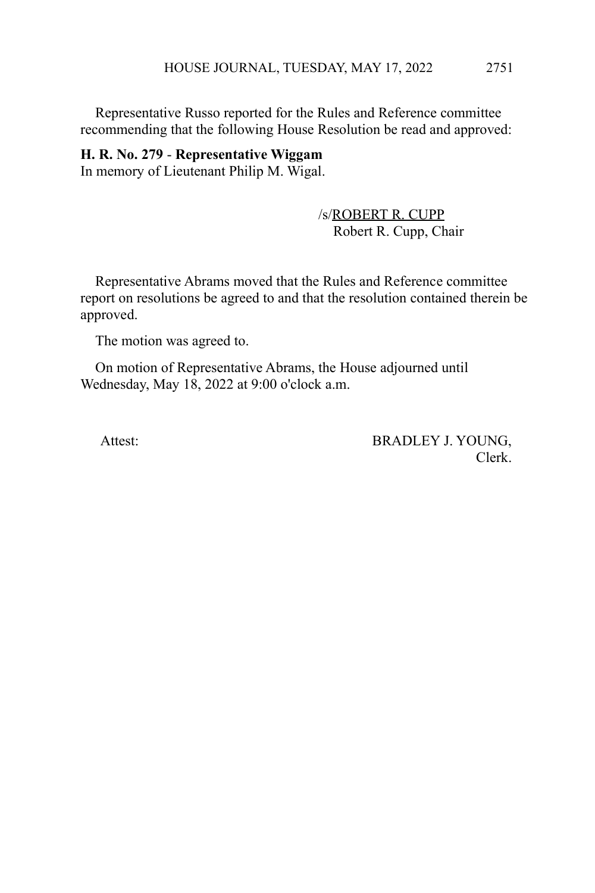Representative Russo reported for the Rules and Reference committee recommending that the following House Resolution be read and approved:

**H. R. No. 279** - **Representative Wiggam**
In memory of Lieutenant Philip M. Wigal.

/s/ROBERT R. CUPP
Robert R. Cupp, Chair

Representative Abrams moved that the Rules and Reference committee report on resolutions be agreed to and that the resolution contained therein be approved.

The motion was agreed to.

On motion of Representative Abrams, the House adjourned until Wednesday, May 18, 2022 at 9:00 o'clock a.m.

Attest: BRADLEY J. YOUNG,
Clerk.